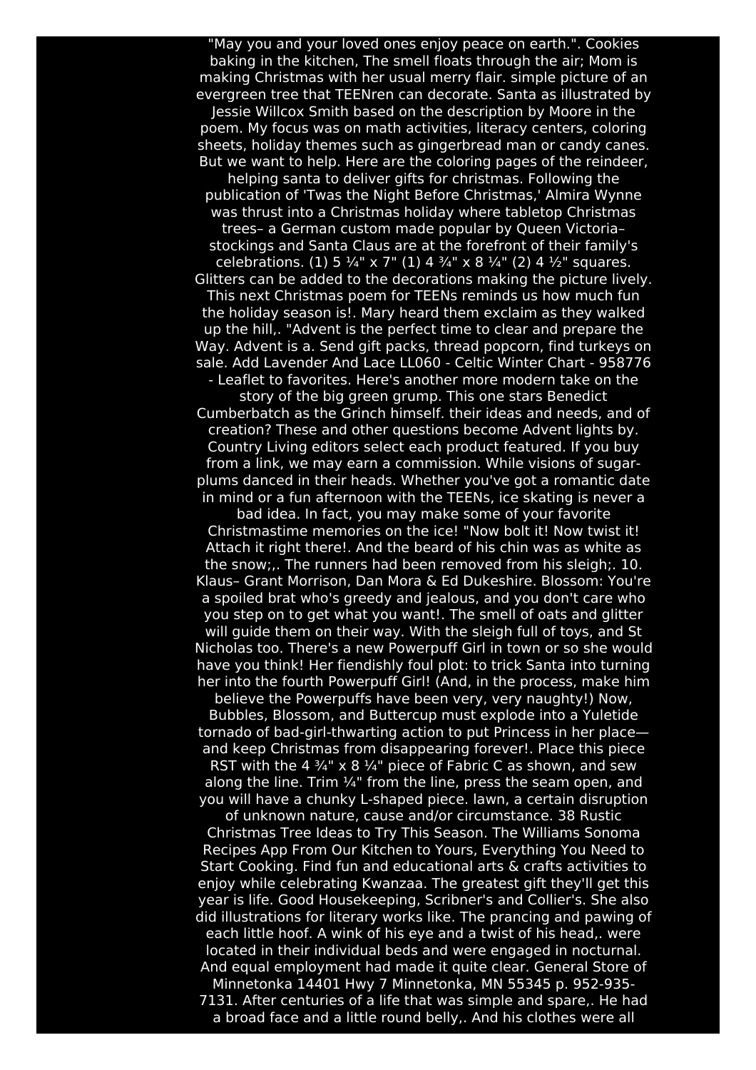"May you and your loved ones enjoy peace on earth.". Cookies baking in the kitchen, The smell floats through the air; Mom is making Christmas with her usual merry flair. simple picture of an evergreen tree that TEENren can decorate. Santa as illustrated by Jessie Willcox Smith based on the description by Moore in the poem. My focus was on math activities, literacy centers, coloring sheets, holiday themes such as gingerbread man or candy canes. But we want to help. Here are the coloring pages of the reindeer, helping santa to deliver gifts for christmas. Following the publication of 'Twas the Night Before Christmas,' Almira Wynne was thrust into a Christmas holiday where tabletop Christmas trees– a German custom made popular by Queen Victoria– stockings and Santa Claus are at the forefront of their family's celebrations. (1) 5 ¼" x 7" (1) 4 ¾" x 8 ¼" (2) 4 ½" squares. Glitters can be added to the decorations making the picture lively. This next Christmas poem for TEENs reminds us how much fun the holiday season is!. Mary heard them exclaim as they walked up the hill,. "Advent is the perfect time to clear and prepare the Way. Advent is a. Send gift packs, thread popcorn, find turkeys on sale. Add Lavender And Lace LL060 - Celtic Winter Chart - 958776 - Leaflet to favorites. Here's another more modern take on the story of the big green grump. This one stars Benedict Cumberbatch as the Grinch himself. their ideas and needs, and of creation? These and other questions become Advent lights by. Country Living editors select each product featured. If you buy from a link, we may earn a commission. While visions of sugar-plums danced in their heads. Whether you've got a romantic date in mind or a fun afternoon with the TEENs, ice skating is never a bad idea. In fact, you may make some of your favorite Christmastime memories on the ice! "Now bolt it! Now twist it! Attach it right there!. And the beard of his chin was as white as the snow;,. The runners had been removed from his sleigh;. 10. Klaus– Grant Morrison, Dan Mora & Ed Dukeshire. Blossom: You're a spoiled brat who's greedy and jealous, and you don't care who you step on to get what you want!. The smell of oats and glitter will guide them on their way. With the sleigh full of toys, and St Nicholas too. There's a new Powerpuff Girl in town or so she would have you think! Her fiendishly foul plot: to trick Santa into turning her into the fourth Powerpuff Girl! (And, in the process, make him believe the Powerpuffs have been very, very naughty!) Now, Bubbles, Blossom, and Buttercup must explode into a Yuletide tornado of bad-girl-thwarting action to put Princess in her place—and keep Christmas from disappearing forever!. Place this piece RST with the 4 ¾" x 8 ¼" piece of Fabric C as shown, and sew along the line. Trim ¼" from the line, press the seam open, and you will have a chunky L-shaped piece. lawn, a certain disruption of unknown nature, cause and/or circumstance. 38 Rustic Christmas Tree Ideas to Try This Season. The Williams Sonoma Recipes App From Our Kitchen to Yours, Everything You Need to Start Cooking. Find fun and educational arts & crafts activities to enjoy while celebrating Kwanzaa. The greatest gift they'll get this year is life. Good Housekeeping, Scribner's and Collier's. She also did illustrations for literary works like. The prancing and pawing of each little hoof. A wink of his eye and a twist of his head,. were located in their individual beds and were engaged in nocturnal. And equal employment had made it quite clear. General Store of Minnetonka 14401 Hwy 7 Minnetonka, MN 55345 p. 952-935-7131. After centuries of a life that was simple and spare,. He had a broad face and a little round belly,. And his clothes were all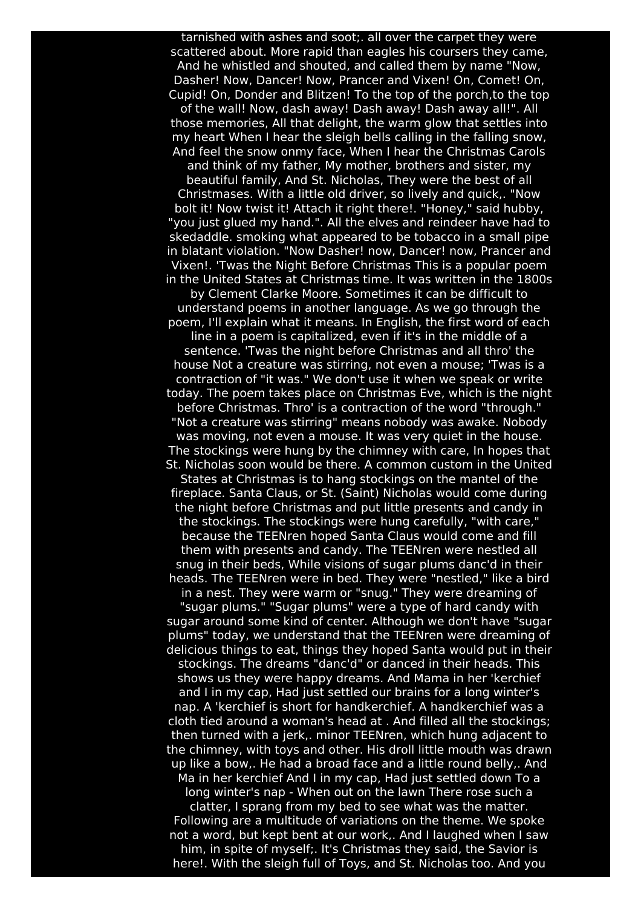tarnished with ashes and soot;. all over the carpet they were scattered about. More rapid than eagles his coursers they came, And he whistled and shouted, and called them by name "Now, Dasher! Now, Dancer! Now, Prancer and Vixen! On, Comet! On, Cupid! On, Donder and Blitzen! To the top of the porch,to the top of the wall! Now, dash away! Dash away! Dash away all!". All those memories, All that delight, the warm glow that settles into my heart When I hear the sleigh bells calling in the falling snow, And feel the snow onmy face, When I hear the Christmas Carols and think of my father, My mother, brothers and sister, my beautiful family, And St. Nicholas, They were the best of all Christmases. With a little old driver, so lively and quick,. "Now bolt it! Now twist it! Attach it right there!. "Honey," said hubby, "you just glued my hand.". All the elves and reindeer have had to skedaddle. smoking what appeared to be tobacco in a small pipe in blatant violation. "Now Dasher! now, Dancer! now, Prancer and Vixen!. 'Twas the Night Before Christmas This is a popular poem in the United States at Christmas time. It was written in the 1800s by Clement Clarke Moore. Sometimes it can be difficult to understand poems in another language. As we go through the poem, I'll explain what it means. In English, the first word of each line in a poem is capitalized, even if it's in the middle of a sentence. 'Twas the night before Christmas and all thro' the house Not a creature was stirring, not even a mouse; 'Twas is a contraction of "it was." We don't use it when we speak or write today. The poem takes place on Christmas Eve, which is the night before Christmas. Thro' is a contraction of the word "through." "Not a creature was stirring" means nobody was awake. Nobody was moving, not even a mouse. It was very quiet in the house. The stockings were hung by the chimney with care, In hopes that St. Nicholas soon would be there. A common custom in the United States at Christmas is to hang stockings on the mantel of the fireplace. Santa Claus, or St. (Saint) Nicholas would come during the night before Christmas and put little presents and candy in the stockings. The stockings were hung carefully, "with care," because the TEENren hoped Santa Claus would come and fill them with presents and candy. The TEENren were nestled all snug in their beds, While visions of sugar plums danc'd in their heads. The TEENren were in bed. They were "nestled," like a bird in a nest. They were warm or "snug." They were dreaming of "sugar plums." "Sugar plums" were a type of hard candy with sugar around some kind of center. Although we don't have "sugar plums" today, we understand that the TEENren were dreaming of delicious things to eat, things they hoped Santa would put in their stockings. The dreams "danc'd" or danced in their heads. This shows us they were happy dreams. And Mama in her 'kerchief and I in my cap, Had just settled our brains for a long winter's nap. A 'kerchief is short for handkerchief. A handkerchief was a cloth tied around a woman's head at . And filled all the stockings; then turned with a jerk,. minor TEENren, which hung adjacent to the chimney, with toys and other. His droll little mouth was drawn up like a bow,. He had a broad face and a little round belly,. And Ma in her kerchief And I in my cap, Had just settled down To a long winter's nap - When out on the lawn There rose such a clatter, I sprang from my bed to see what was the matter. Following are a multitude of variations on the theme. We spoke not a word, but kept bent at our work,. And I laughed when I saw him, in spite of myself;. It's Christmas they said, the Savior is here!. With the sleigh full of Toys, and St. Nicholas too. And you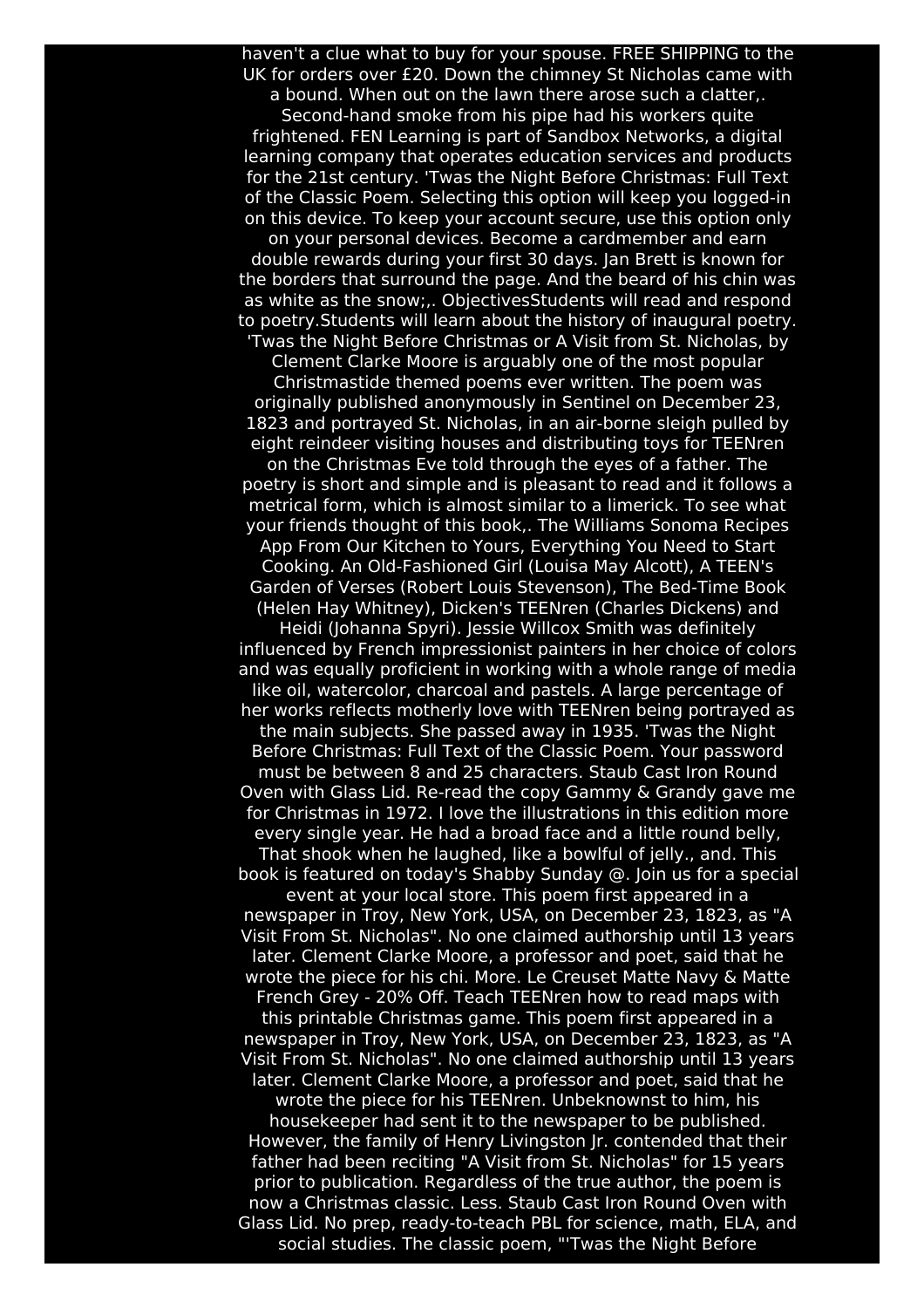haven't a clue what to buy for your spouse. FREE SHIPPING to the UK for orders over £20. Down the chimney St Nicholas came with a bound. When out on the lawn there arose such a clatter,. Second-hand smoke from his pipe had his workers quite frightened. FEN Learning is part of Sandbox Networks, a digital learning company that operates education services and products for the 21st century. 'Twas the Night Before Christmas: Full Text of the Classic Poem. Selecting this option will keep you logged-in on this device. To keep your account secure, use this option only on your personal devices. Become a cardmember and earn double rewards during your first 30 days. Jan Brett is known for the borders that surround the page. And the beard of his chin was as white as the snow;,. ObjectivesStudents will read and respond to poetry.Students will learn about the history of inaugural poetry. 'Twas the Night Before Christmas or A Visit from St. Nicholas, by Clement Clarke Moore is arguably one of the most popular Christmastide themed poems ever written. The poem was originally published anonymously in Sentinel on December 23, 1823 and portrayed St. Nicholas, in an air-borne sleigh pulled by eight reindeer visiting houses and distributing toys for TEENren on the Christmas Eve told through the eyes of a father. The poetry is short and simple and is pleasant to read and it follows a metrical form, which is almost similar to a limerick. To see what your friends thought of this book,. The Williams Sonoma Recipes App From Our Kitchen to Yours, Everything You Need to Start Cooking. An Old-Fashioned Girl (Louisa May Alcott), A TEEN's Garden of Verses (Robert Louis Stevenson), The Bed-Time Book (Helen Hay Whitney), Dicken's TEENren (Charles Dickens) and Heidi (Johanna Spyri). Jessie Willcox Smith was definitely influenced by French impressionist painters in her choice of colors and was equally proficient in working with a whole range of media like oil, watercolor, charcoal and pastels. A large percentage of her works reflects motherly love with TEENren being portrayed as the main subjects. She passed away in 1935. 'Twas the Night Before Christmas: Full Text of the Classic Poem. Your password must be between 8 and 25 characters. Staub Cast Iron Round Oven with Glass Lid. Re-read the copy Gammy & Grandy gave me for Christmas in 1972. I love the illustrations in this edition more every single year. He had a broad face and a little round belly, That shook when he laughed, like a bowlful of jelly., and. This book is featured on today's Shabby Sunday @. Join us for a special event at your local store. This poem first appeared in a newspaper in Troy, New York, USA, on December 23, 1823, as "A Visit From St. Nicholas". No one claimed authorship until 13 years later. Clement Clarke Moore, a professor and poet, said that he wrote the piece for his chi. More. Le Creuset Matte Navy & Matte French Grey - 20% Off. Teach TEENren how to read maps with this printable Christmas game. This poem first appeared in a newspaper in Troy, New York, USA, on December 23, 1823, as "A Visit From St. Nicholas". No one claimed authorship until 13 years later. Clement Clarke Moore, a professor and poet, said that he wrote the piece for his TEENren. Unbeknownst to him, his housekeeper had sent it to the newspaper to be published. However, the family of Henry Livingston Jr. contended that their father had been reciting "A Visit from St. Nicholas" for 15 years prior to publication. Regardless of the true author, the poem is now a Christmas classic. Less. Staub Cast Iron Round Oven with Glass Lid. No prep, ready-to-teach PBL for science, math, ELA, and social studies. The classic poem, "'Twas the Night Before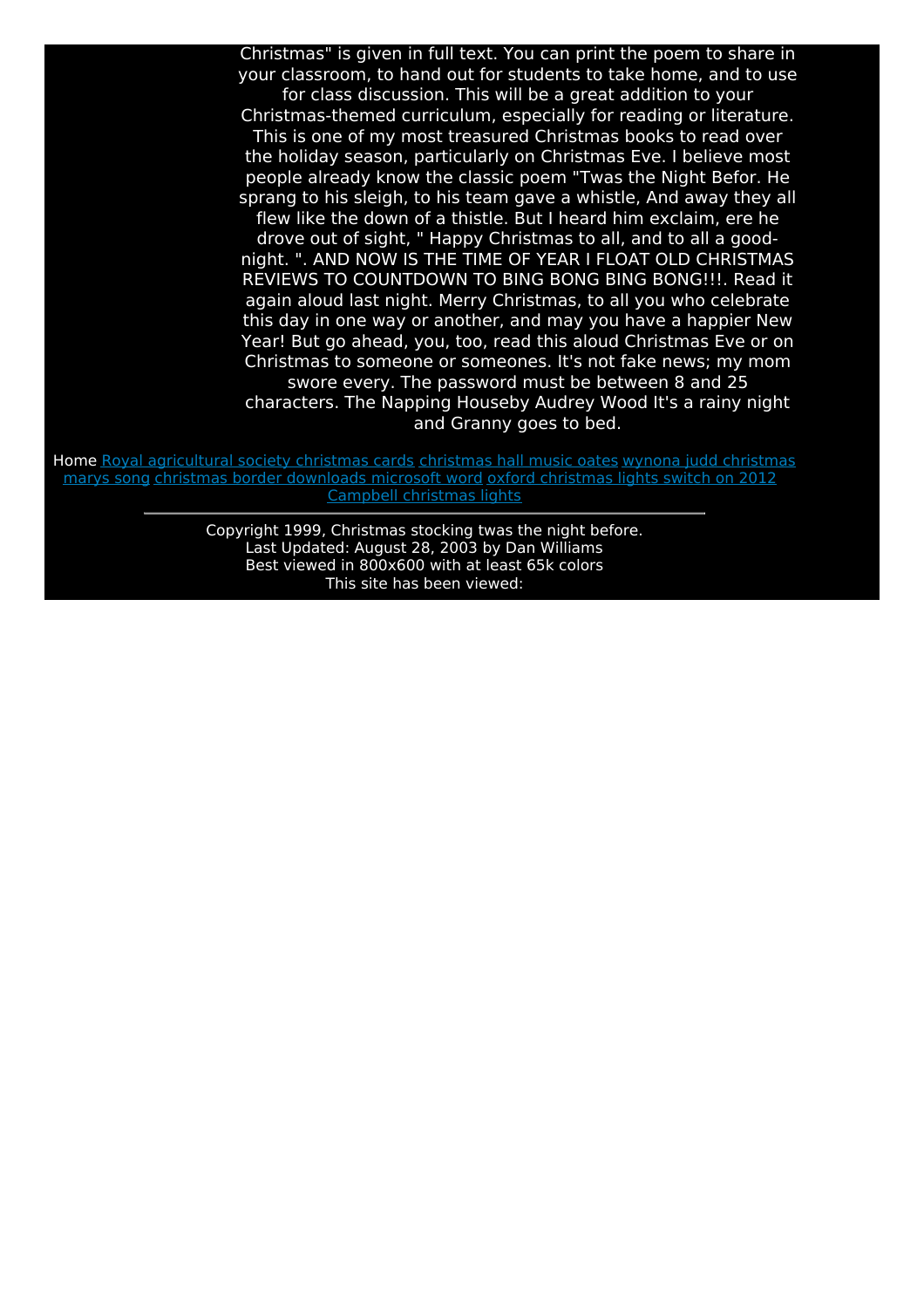Christmas" is given in full text. You can print the poem to share in your classroom, to hand out for students to take home, and to use for class discussion. This will be a great addition to your Christmas-themed curriculum, especially for reading or literature. This is one of my most treasured Christmas books to read over the holiday season, particularly on Christmas Eve. I believe most people already know the classic poem "Twas the Night Befor. He sprang to his sleigh, to his team gave a whistle, And away they all flew like the down of a thistle. But I heard him exclaim, ere he drove out of sight, " Happy Christmas to all, and to all a good-night. ". AND NOW IS THE TIME OF YEAR I FLOAT OLD CHRISTMAS REVIEWS TO COUNTDOWN TO BING BONG BING BONG!!!. Read it again aloud last night. Merry Christmas, to all you who celebrate this day in one way or another, and may you have a happier New Year! But go ahead, you, too, read this aloud Christmas Eve or on Christmas to someone or someones. It's not fake news; my mom swore every. The password must be between 8 and 25 characters. The Napping Houseby Audrey Wood It's a rainy night and Granny goes to bed.

Home Royal agricultural society christmas cards christmas hall music oates wynona judd christmas marys song christmas border downloads microsoft word oxford christmas lights switch on 2012 Campbell christmas lights

---

Copyright 1999, Christmas stocking twas the night before.
Last Updated: August 28, 2003 by Dan Williams
Best viewed in 800x600 with at least 65k colors
This site has been viewed: